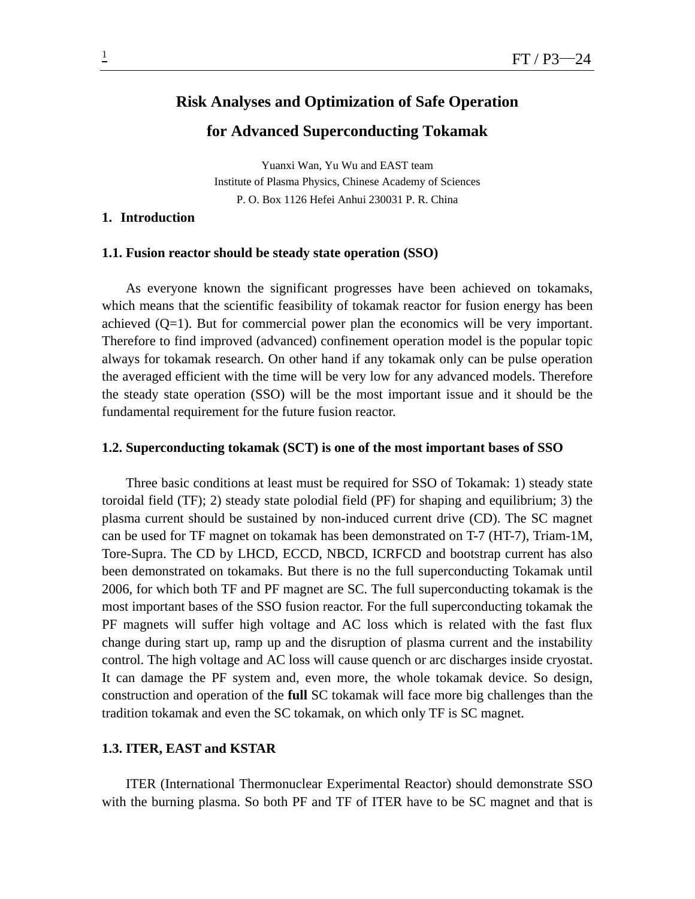# Risk Analyses and Optimization of Safe Operation for Advanced Superconducting Tokamak

Yuanxi Wan, Yu Wu and EAST team
Institute of Plasma Physics, Chinese Academy of Sciences
P. O. Box 1126 Hefei Anhui 230031 P. R. China

## 1. Introduction

### 1.1. Fusion reactor should be steady state operation (SSO)

As everyone known the significant progresses have been achieved on tokamaks, which means that the scientific feasibility of tokamak reactor for fusion energy has been achieved (Q=1). But for commercial power plan the economics will be very important. Therefore to find improved (advanced) confinement operation model is the popular topic always for tokamak research. On other hand if any tokamak only can be pulse operation the averaged efficient with the time will be very low for any advanced models. Therefore the steady state operation (SSO) will be the most important issue and it should be the fundamental requirement for the future fusion reactor.

### 1.2. Superconducting tokamak (SCT) is one of the most important bases of SSO

Three basic conditions at least must be required for SSO of Tokamak: 1) steady state toroidal field (TF); 2) steady state polodial field (PF) for shaping and equilibrium; 3) the plasma current should be sustained by non-induced current drive (CD). The SC magnet can be used for TF magnet on tokamak has been demonstrated on T-7 (HT-7), Triam-1M, Tore-Supra. The CD by LHCD, ECCD, NBCD, ICRFCD and bootstrap current has also been demonstrated on tokamaks. But there is no the full superconducting Tokamak until 2006, for which both TF and PF magnet are SC. The full superconducting tokamak is the most important bases of the SSO fusion reactor. For the full superconducting tokamak the PF magnets will suffer high voltage and AC loss which is related with the fast flux change during start up, ramp up and the disruption of plasma current and the instability control. The high voltage and AC loss will cause quench or arc discharges inside cryostat. It can damage the PF system and, even more, the whole tokamak device. So design, construction and operation of the **full** SC tokamak will face more big challenges than the tradition tokamak and even the SC tokamak, on which only TF is SC magnet.

### 1.3. ITER, EAST and KSTAR

ITER (International Thermonuclear Experimental Reactor) should demonstrate SSO with the burning plasma. So both PF and TF of ITER have to be SC magnet and that is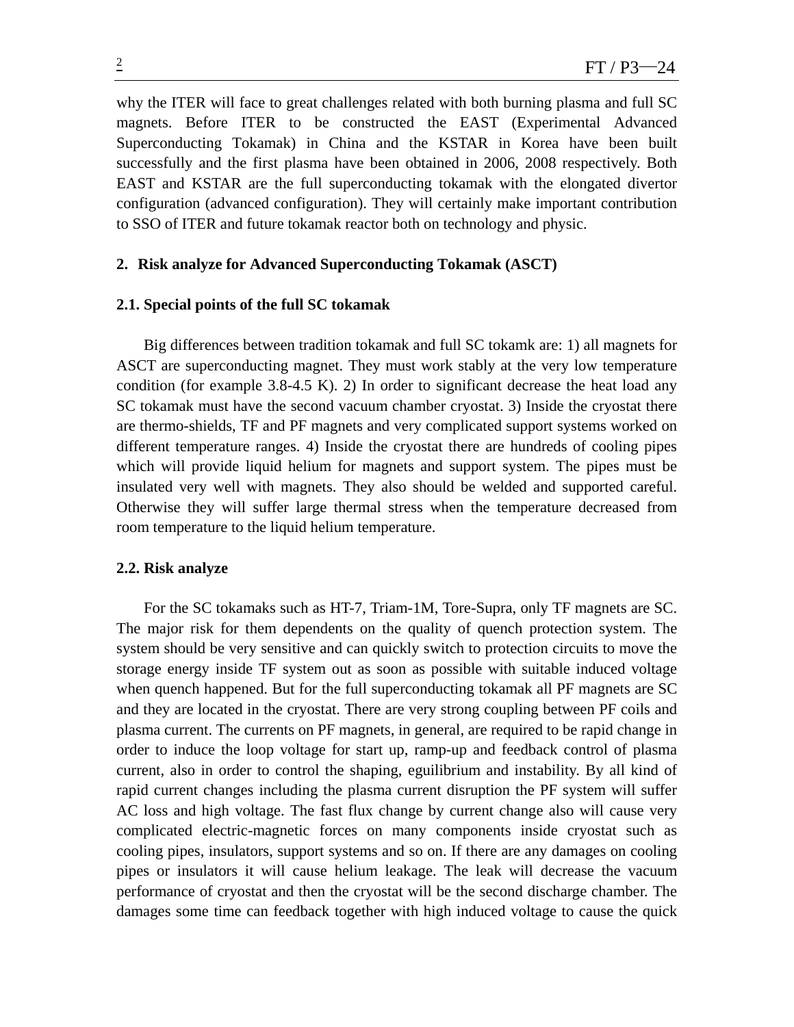why the ITER will face to great challenges related with both burning plasma and full SC magnets. Before ITER to be constructed the EAST (Experimental Advanced Superconducting Tokamak) in China and the KSTAR in Korea have been built successfully and the first plasma have been obtained in 2006, 2008 respectively. Both EAST and KSTAR are the full superconducting tokamak with the elongated divertor configuration (advanced configuration). They will certainly make important contribution to SSO of ITER and future tokamak reactor both on technology and physic.

## 2. Risk analyze for Advanced Superconducting Tokamak (ASCT)

### 2.1. Special points of the full SC tokamak

Big differences between tradition tokamak and full SC tokamk are: 1) all magnets for ASCT are superconducting magnet. They must work stably at the very low temperature condition (for example 3.8-4.5 K). 2) In order to significant decrease the heat load any SC tokamak must have the second vacuum chamber cryostat. 3) Inside the cryostat there are thermo-shields, TF and PF magnets and very complicated support systems worked on different temperature ranges. 4) Inside the cryostat there are hundreds of cooling pipes which will provide liquid helium for magnets and support system. The pipes must be insulated very well with magnets. They also should be welded and supported careful. Otherwise they will suffer large thermal stress when the temperature decreased from room temperature to the liquid helium temperature.

### 2.2. Risk analyze

For the SC tokamaks such as HT-7, Triam-1M, Tore-Supra, only TF magnets are SC. The major risk for them dependents on the quality of quench protection system. The system should be very sensitive and can quickly switch to protection circuits to move the storage energy inside TF system out as soon as possible with suitable induced voltage when quench happened. But for the full superconducting tokamak all PF magnets are SC and they are located in the cryostat. There are very strong coupling between PF coils and plasma current. The currents on PF magnets, in general, are required to be rapid change in order to induce the loop voltage for start up, ramp-up and feedback control of plasma current, also in order to control the shaping, eguilibrium and instability. By all kind of rapid current changes including the plasma current disruption the PF system will suffer AC loss and high voltage. The fast flux change by current change also will cause very complicated electric-magnetic forces on many components inside cryostat such as cooling pipes, insulators, support systems and so on. If there are any damages on cooling pipes or insulators it will cause helium leakage. The leak will decrease the vacuum performance of cryostat and then the cryostat will be the second discharge chamber. The damages some time can feedback together with high induced voltage to cause the quick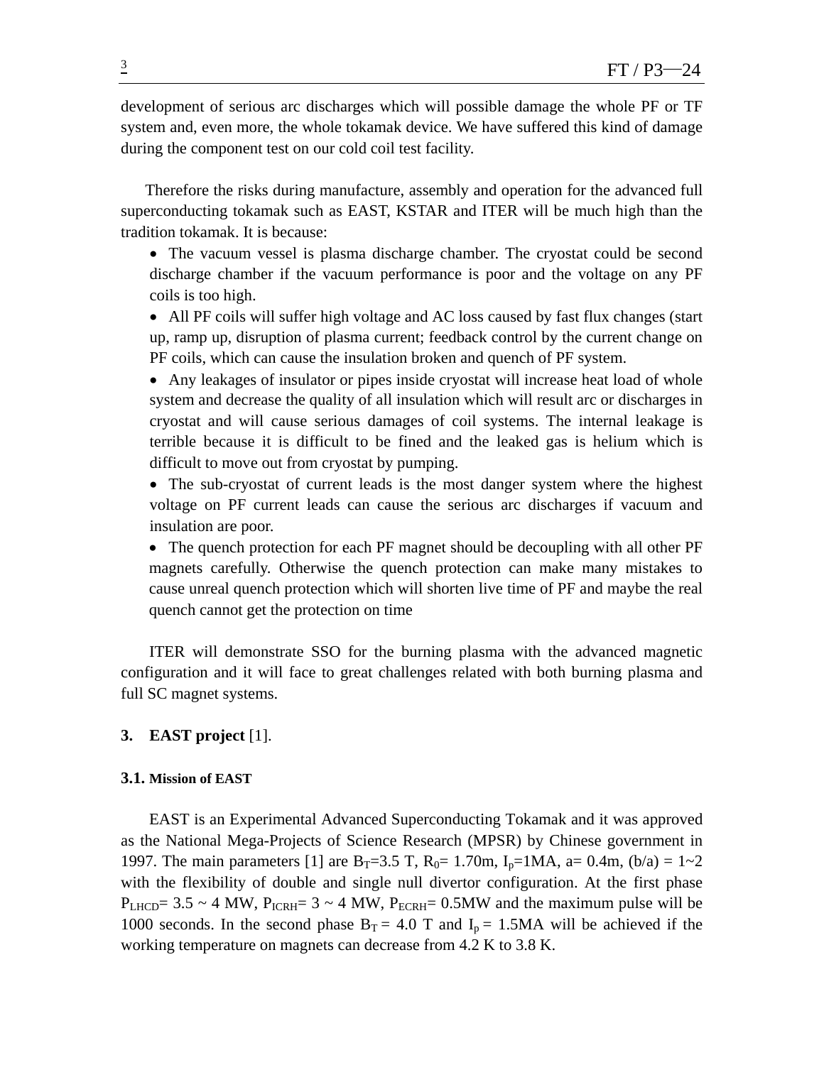development of serious arc discharges which will possible damage the whole PF or TF system and, even more, the whole tokamak device. We have suffered this kind of damage during the component test on our cold coil test facility.

Therefore the risks during manufacture, assembly and operation for the advanced full superconducting tokamak such as EAST, KSTAR and ITER will be much high than the tradition tokamak. It is because:

- The vacuum vessel is plasma discharge chamber. The cryostat could be second discharge chamber if the vacuum performance is poor and the voltage on any PF coils is too high.
- All PF coils will suffer high voltage and AC loss caused by fast flux changes (start up, ramp up, disruption of plasma current; feedback control by the current change on PF coils, which can cause the insulation broken and quench of PF system.
- Any leakages of insulator or pipes inside cryostat will increase heat load of whole system and decrease the quality of all insulation which will result arc or discharges in cryostat and will cause serious damages of coil systems. The internal leakage is terrible because it is difficult to be fined and the leaked gas is helium which is difficult to move out from cryostat by pumping.
- The sub-cryostat of current leads is the most danger system where the highest voltage on PF current leads can cause the serious arc discharges if vacuum and insulation are poor.
- The quench protection for each PF magnet should be decoupling with all other PF magnets carefully. Otherwise the quench protection can make many mistakes to cause unreal quench protection which will shorten live time of PF and maybe the real quench cannot get the protection on time

ITER will demonstrate SSO for the burning plasma with the advanced magnetic configuration and it will face to great challenges related with both burning plasma and full SC magnet systems.

## 3. EAST project [1].

### 3.1. Mission of EAST

EAST is an Experimental Advanced Superconducting Tokamak and it was approved as the National Mega-Projects of Science Research (MPSR) by Chinese government in 1997. The main parameters [1] are $B_T$=3.5 T, $R_0$= 1.70m, $I_p$=1MA, a= 0.4m, (b/a) = 1~2 with the flexibility of double and single null divertor configuration. At the first phase $P_{LHCD}$= 3.5 ~ 4 MW, $P_{ICRH}$= 3 ~ 4 MW, $P_{ECRH}$= 0.5MW and the maximum pulse will be 1000 seconds. In the second phase $B_T$ = 4.0 T and $I_p$ = 1.5MA will be achieved if the working temperature on magnets can decrease from 4.2 K to 3.8 K.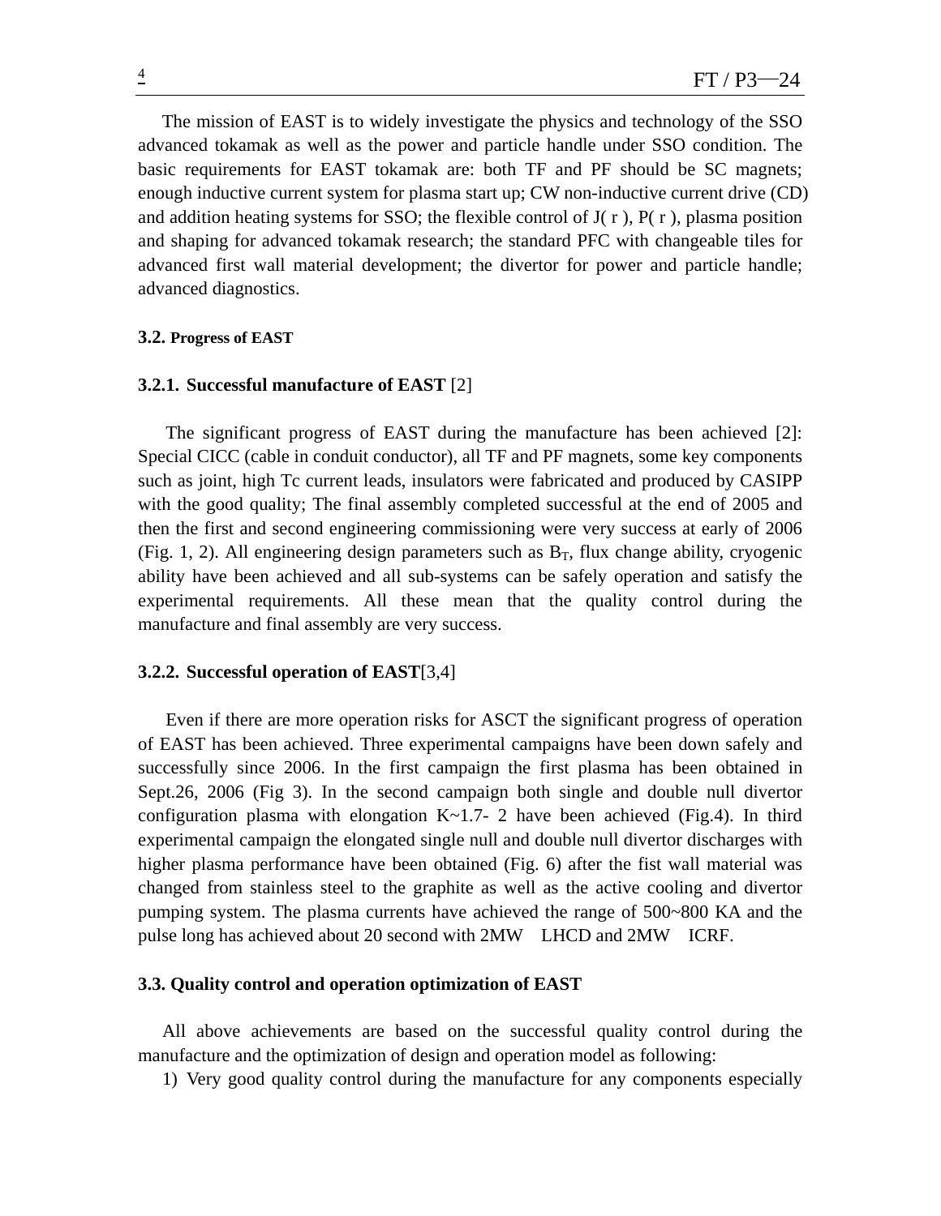The mission of EAST is to widely investigate the physics and technology of the SSO advanced tokamak as well as the power and particle handle under SSO condition. The basic requirements for EAST tokamak are: both TF and PF should be SC magnets; enough inductive current system for plasma start up; CW non-inductive current drive (CD) and addition heating systems for SSO; the flexible control of J( r ), P( r ), plasma position and shaping for advanced tokamak research; the standard PFC with changeable tiles for advanced first wall material development; the divertor for power and particle handle; advanced diagnostics.

### 3.2. Progress of EAST

#### 3.2.1. Successful manufacture of EAST [2]

The significant progress of EAST during the manufacture has been achieved [2]: Special CICC (cable in conduit conductor), all TF and PF magnets, some key components such as joint, high Tc current leads, insulators were fabricated and produced by CASIPP with the good quality; The final assembly completed successful at the end of 2005 and then the first and second engineering commissioning were very success at early of 2006 (Fig. 1, 2). All engineering design parameters such as $B_T$, flux change ability, cryogenic ability have been achieved and all sub-systems can be safely operation and satisfy the experimental requirements. All these mean that the quality control during the manufacture and final assembly are very success.

#### 3.2.2. Successful operation of EAST[3,4]

Even if there are more operation risks for ASCT the significant progress of operation of EAST has been achieved. Three experimental campaigns have been down safely and successfully since 2006. In the first campaign the first plasma has been obtained in Sept.26, 2006 (Fig 3). In the second campaign both single and double null divertor configuration plasma with elongation K~1.7- 2 have been achieved (Fig.4). In third experimental campaign the elongated single null and double null divertor discharges with higher plasma performance have been obtained (Fig. 6) after the fist wall material was changed from stainless steel to the graphite as well as the active cooling and divertor pumping system. The plasma currents have achieved the range of 500~800 KA and the pulse long has achieved about 20 second with 2MW LHCD and 2MW ICRF.

### 3.3. Quality control and operation optimization of EAST

All above achievements are based on the successful quality control during the manufacture and the optimization of design and operation model as following:

1) Very good quality control during the manufacture for any components especially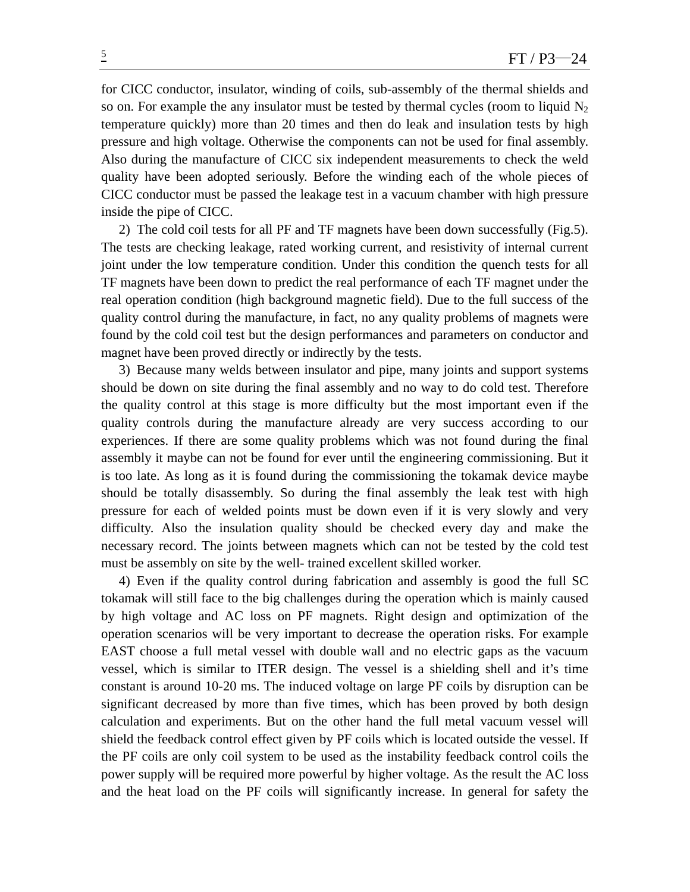for CICC conductor, insulator, winding of coils, sub-assembly of the thermal shields and so on. For example the any insulator must be tested by thermal cycles (room to liquid $N_2$ temperature quickly) more than 20 times and then do leak and insulation tests by high pressure and high voltage. Otherwise the components can not be used for final assembly. Also during the manufacture of CICC six independent measurements to check the weld quality have been adopted seriously. Before the winding each of the whole pieces of CICC conductor must be passed the leakage test in a vacuum chamber with high pressure inside the pipe of CICC.

2) The cold coil tests for all PF and TF magnets have been down successfully (Fig.5). The tests are checking leakage, rated working current, and resistivity of internal current joint under the low temperature condition. Under this condition the quench tests for all TF magnets have been down to predict the real performance of each TF magnet under the real operation condition (high background magnetic field). Due to the full success of the quality control during the manufacture, in fact, no any quality problems of magnets were found by the cold coil test but the design performances and parameters on conductor and magnet have been proved directly or indirectly by the tests.

3) Because many welds between insulator and pipe, many joints and support systems should be down on site during the final assembly and no way to do cold test. Therefore the quality control at this stage is more difficulty but the most important even if the quality controls during the manufacture already are very success according to our experiences. If there are some quality problems which was not found during the final assembly it maybe can not be found for ever until the engineering commissioning. But it is too late. As long as it is found during the commissioning the tokamak device maybe should be totally disassembly. So during the final assembly the leak test with high pressure for each of welded points must be down even if it is very slowly and very difficulty. Also the insulation quality should be checked every day and make the necessary record. The joints between magnets which can not be tested by the cold test must be assembly on site by the well- trained excellent skilled worker.

4) Even if the quality control during fabrication and assembly is good the full SC tokamak will still face to the big challenges during the operation which is mainly caused by high voltage and AC loss on PF magnets. Right design and optimization of the operation scenarios will be very important to decrease the operation risks. For example EAST choose a full metal vessel with double wall and no electric gaps as the vacuum vessel, which is similar to ITER design. The vessel is a shielding shell and it's time constant is around 10-20 ms. The induced voltage on large PF coils by disruption can be significant decreased by more than five times, which has been proved by both design calculation and experiments. But on the other hand the full metal vacuum vessel will shield the feedback control effect given by PF coils which is located outside the vessel. If the PF coils are only coil system to be used as the instability feedback control coils the power supply will be required more powerful by higher voltage. As the result the AC loss and the heat load on the PF coils will significantly increase. In general for safety the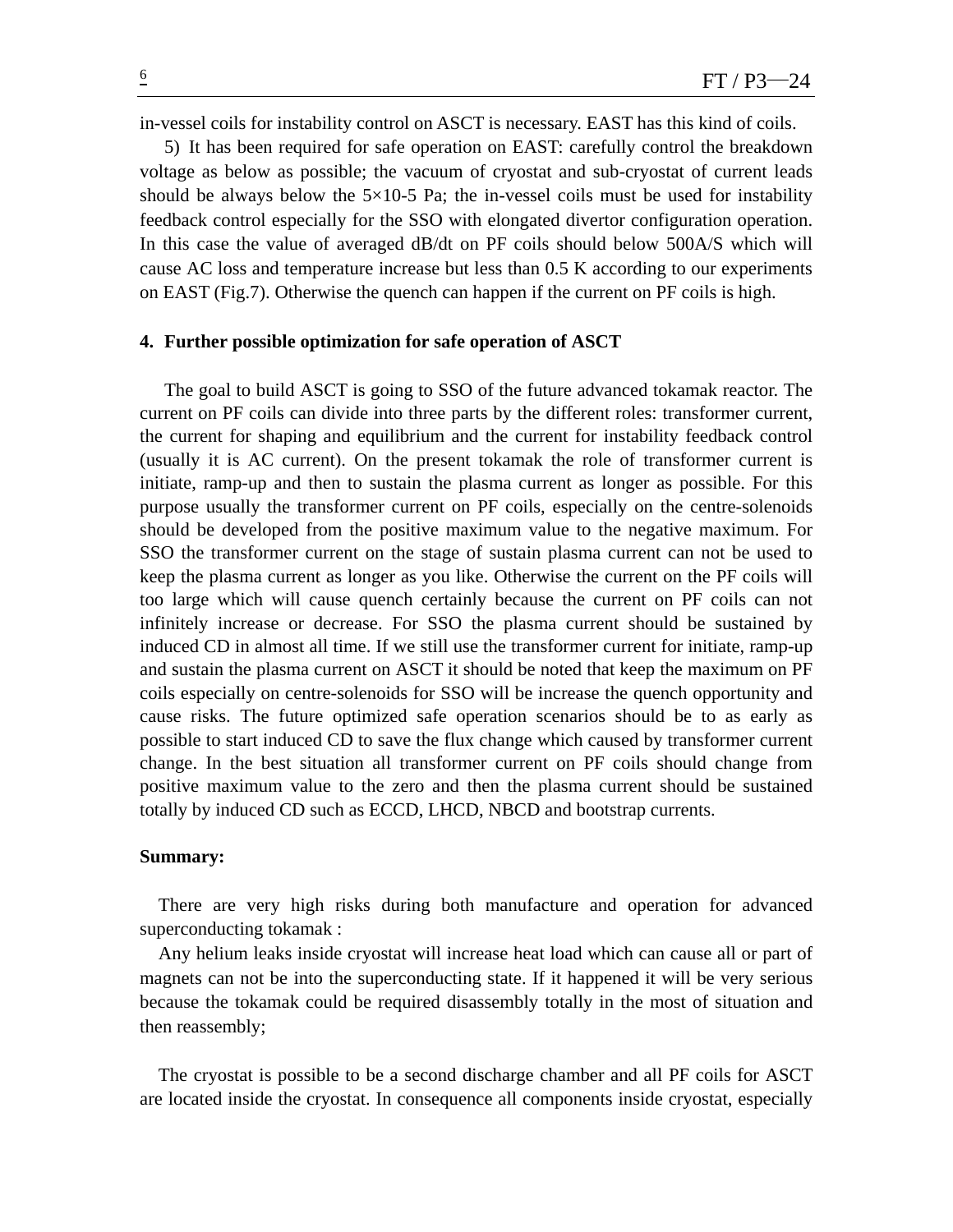in-vessel coils for instability control on ASCT is necessary. EAST has this kind of coils.

5) It has been required for safe operation on EAST: carefully control the breakdown voltage as below as possible; the vacuum of cryostat and sub-cryostat of current leads should be always below the 5×10-5 Pa; the in-vessel coils must be used for instability feedback control especially for the SSO with elongated divertor configuration operation. In this case the value of averaged dB/dt on PF coils should below 500A/S which will cause AC loss and temperature increase but less than 0.5 K according to our experiments on EAST (Fig.7). Otherwise the quench can happen if the current on PF coils is high.

## 4. Further possible optimization for safe operation of ASCT

The goal to build ASCT is going to SSO of the future advanced tokamak reactor. The current on PF coils can divide into three parts by the different roles: transformer current, the current for shaping and equilibrium and the current for instability feedback control (usually it is AC current). On the present tokamak the role of transformer current is initiate, ramp-up and then to sustain the plasma current as longer as possible. For this purpose usually the transformer current on PF coils, especially on the centre-solenoids should be developed from the positive maximum value to the negative maximum. For SSO the transformer current on the stage of sustain plasma current can not be used to keep the plasma current as longer as you like. Otherwise the current on the PF coils will too large which will cause quench certainly because the current on PF coils can not infinitely increase or decrease. For SSO the plasma current should be sustained by induced CD in almost all time. If we still use the transformer current for initiate, ramp-up and sustain the plasma current on ASCT it should be noted that keep the maximum on PF coils especially on centre-solenoids for SSO will be increase the quench opportunity and cause risks. The future optimized safe operation scenarios should be to as early as possible to start induced CD to save the flux change which caused by transformer current change. In the best situation all transformer current on PF coils should change from positive maximum value to the zero and then the plasma current should be sustained totally by induced CD such as ECCD, LHCD, NBCD and bootstrap currents.

**Summary:**

There are very high risks during both manufacture and operation for advanced superconducting tokamak :

Any helium leaks inside cryostat will increase heat load which can cause all or part of magnets can not be into the superconducting state. If it happened it will be very serious because the tokamak could be required disassembly totally in the most of situation and then reassembly;

The cryostat is possible to be a second discharge chamber and all PF coils for ASCT are located inside the cryostat. In consequence all components inside cryostat, especially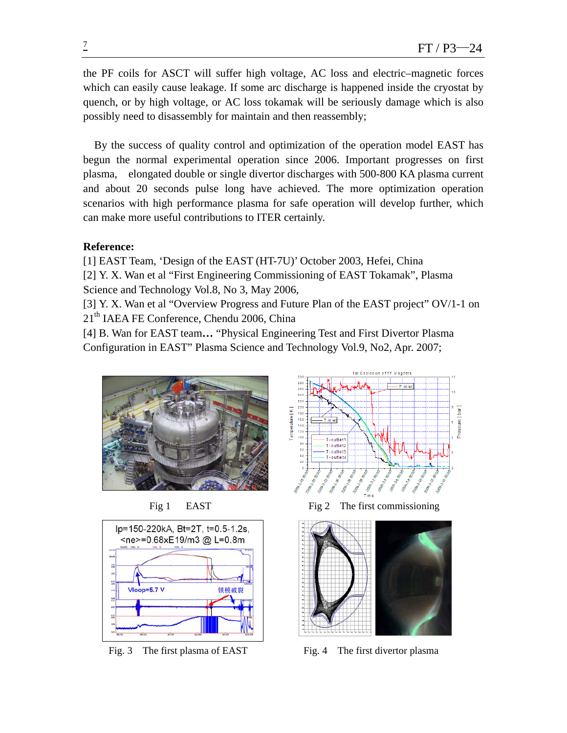the PF coils for ASCT will suffer high voltage, AC loss and electric–magnetic forces which can easily cause leakage. If some arc discharge is happened inside the cryostat by quench, or by high voltage, or AC loss tokamak will be seriously damage which is also possibly need to disassembly for maintain and then reassembly;

By the success of quality control and optimization of the operation model EAST has begun the normal experimental operation since 2006. Important progresses on first plasma, elongated double or single divertor discharges with 500-800 KA plasma current and about 20 seconds pulse long have achieved. The more optimization operation scenarios with high performance plasma for safe operation will develop further, which can make more useful contributions to ITER certainly.

**Reference:**

[1] EAST Team, 'Design of the EAST (HT-7U)' October 2003, Hefei, China

[2] Y. X. Wan et al "First Engineering Commissioning of EAST Tokamak", Plasma Science and Technology Vol.8, No 3, May 2006,

[3] Y. X. Wan et al "Overview Progress and Future Plan of the EAST project" OV/1-1 on 21th IAEA FE Conference, Chendu 2006, China

[4] B. Wan for EAST team**…** "Physical Engineering Test and First Divertor Plasma Configuration in EAST" Plasma Science and Technology Vol.9, No2, Apr. 2007;

Fig 1 EAST

Fig 2 The first commissioning

Fig. 3 The first plasma of EAST

Fig. 4 The first divertor plasma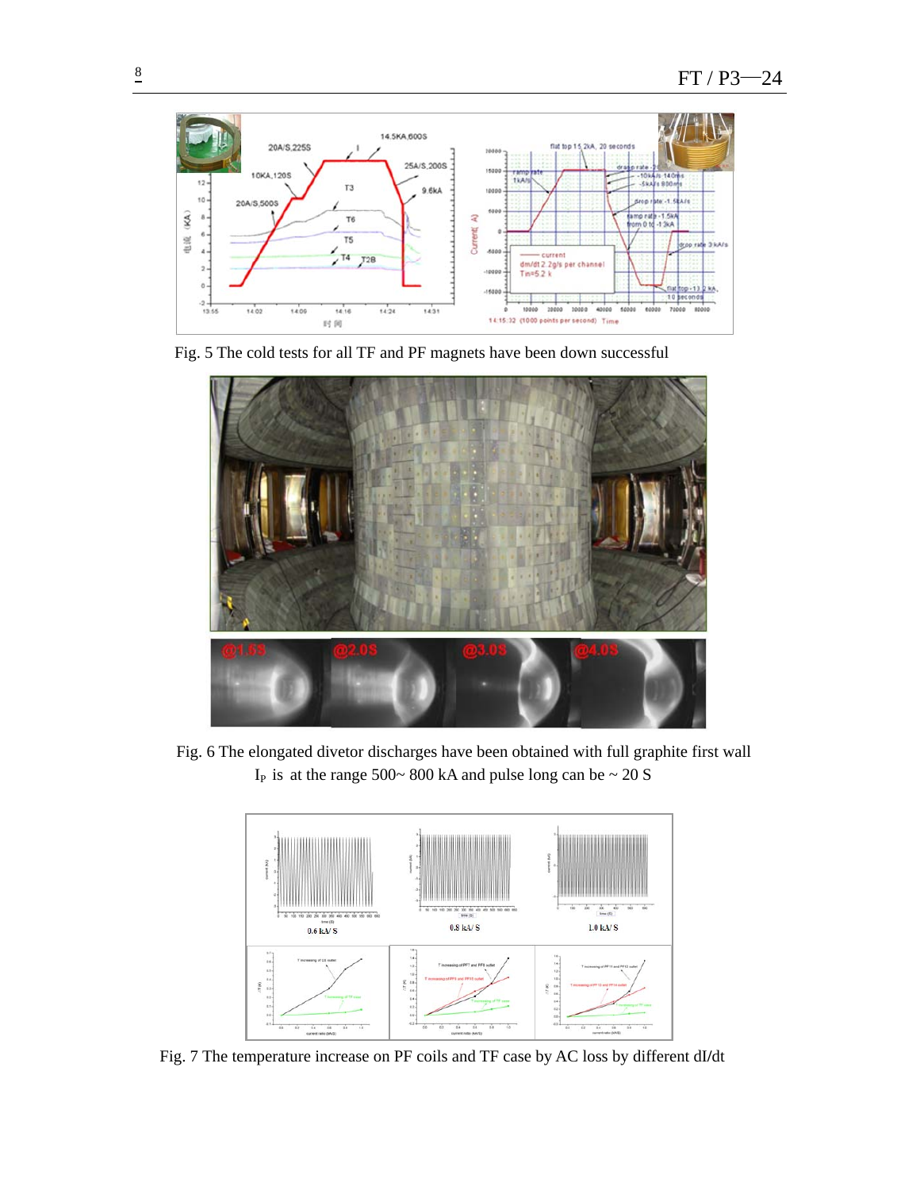20A/S,225S
14.5KA,600S
I
25A/S,200S
10KA,120S
T3
9.6kA
20A/S,500S
T6
T5
T4
T2B
电流（KA）
时间

flat top 15.2kA, 20 seconds
ramp rate 1kA/s
drop rate -10kA/s 140ms
-5kA/s 800ms
drop rate -1.5kA/s
ramp rate -1.5kA from 0 to -1.3kA
drop rate 3kA/s
current
dm/dt 2.2g/s per channel
Tin=5.2 k
flat top -13.2 kA, 10 seconds
Current( A)
14:15:32 (1000 points per second) Time

Fig. 5 The cold tests for all TF and PF magnets have been down successful

@1.5S
@2.0S
@3.0S
@4.0S

Fig. 6 The elongated divetor discharges have been obtained with full graphite first wall $I_P$ is at the range 500~ 800 kA and pulse long can be ~ 20 S

0.6 kA/ S
0.8 kA/ S
1.0 kA/ S

Fig. 7 The temperature increase on PF coils and TF case by AC loss by different dI/dt